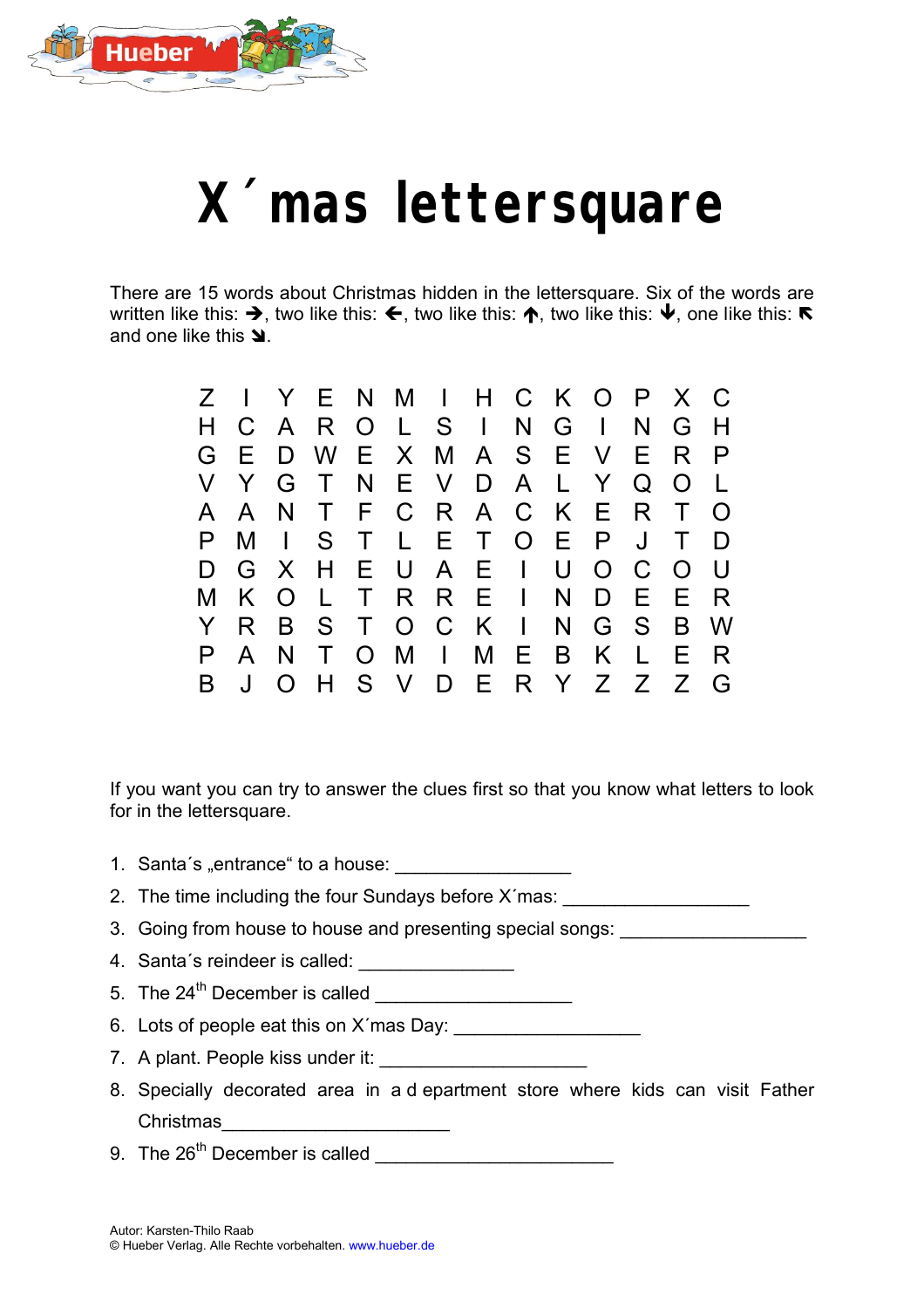# X´mas lettersquare

There are 15 words about Christmas hidden in the lettersquare. Six of the words are written like this: ➔, two like this: ←, two like this: ↑, two like this: ↓, one like this: ↖ and one like this ↘.

| | | | | | | | | | | | | | |
|---|---|---|---|---|---|---|---|---|---|---|---|---|---|
| Z | I | Y | E | N | M | I | H | C | K | O | P | X | C |
| H | C | A | R | O | L | S | I | N | G | I | N | G | H |
| G | E | D | W | E | X | M | A | S | E | V | E | R | P |
| V | Y | G | T | N | E | V | D | A | L | Y | Q | O | L |
| A | A | N | T | F | C | R | A | C | K | E | R | T | O |
| P | M | I | S | T | L | E | T | O | E | P | J | T | D |
| D | G | X | H | E | U | A | E | I | U | O | C | O | U |
| M | K | O | L | T | R | R | E | I | N | D | E | E | R |
| Y | R | B | S | T | O | C | K | I | N | G | S | B | W |
| P | A | N | T | O | M | I | M | E | B | K | L | E | R |
| B | J | O | H | S | V | D | E | R | Y | Z | Z | Z | G |

If you want you can try to answer the clues first so that you know what letters to look for in the lettersquare.

1. Santa´s „entrance" to a house: ________________
2. The time including the four Sundays before X´mas: _________________
3. Going from house to house and presenting special songs: _________________
4. Santa´s reindeer is called: ______________
5. The 24th December is called __________________
6. Lots of people eat this on X´mas Day: _________________
7. A plant. People kiss under it: ___________________
8. Specially decorated area in a d epartment store where kids can visit Father Christmas____________________
9. The 26th December is called ______________________

Autor: Karsten-Thilo Raab
© Hueber Verlag. Alle Rechte vorbehalten. www.hueber.de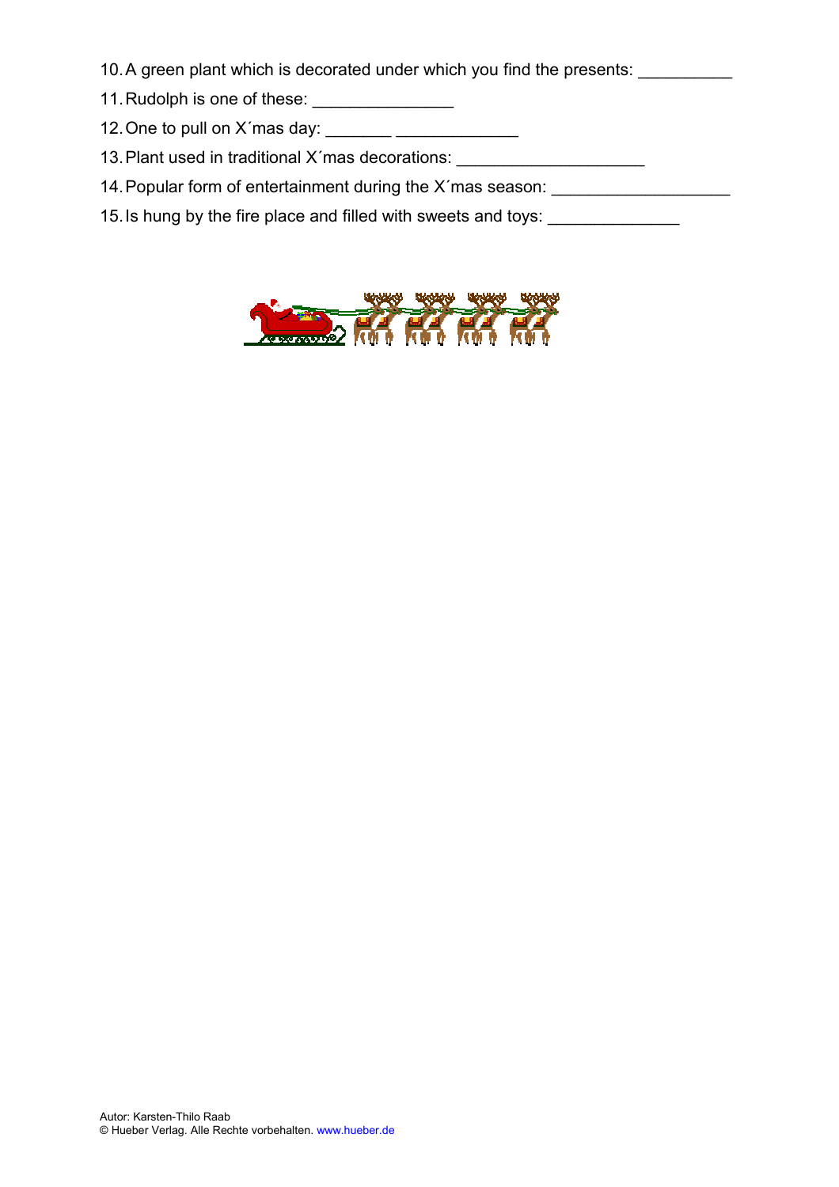10. A green plant which is decorated under which you find the presents: __________
11. Rudolph is one of these: _______________
12. One to pull on X´mas day: _______ _____________
13. Plant used in traditional X´mas decorations: ____________________
14. Popular form of entertainment during the X´mas season: ___________________
15. Is hung by the fire place and filled with sweets and toys: ______________

Autor: Karsten-Thilo Raab
© Hueber Verlag. Alle Rechte vorbehalten. www.hueber.de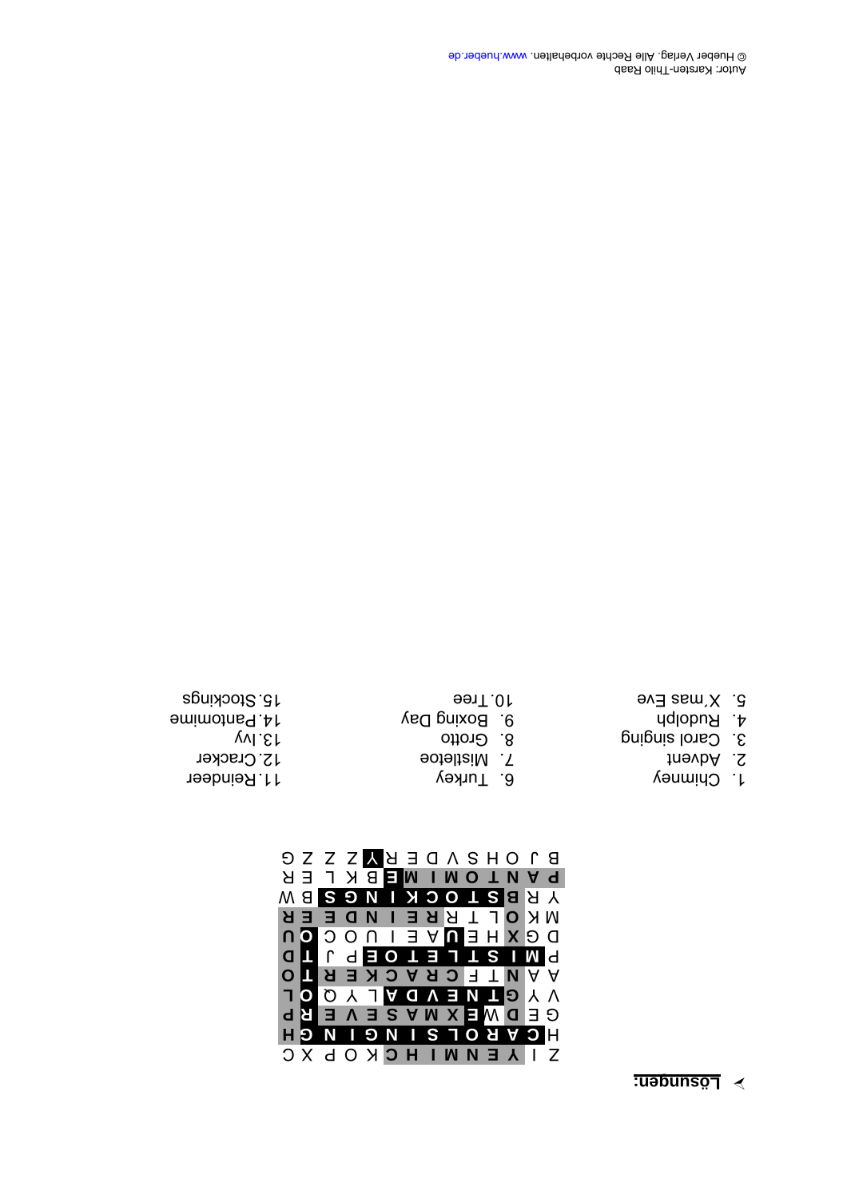➤ **Lösungen:**

| | | | | | | | | | | | | | |
|---|---|---|---|---|---|---|---|---|---|---|---|---|---|
| Z | I | Y | E | N | M | I | H | C | K | O | P | X | C |
| H | C | A | R | O | L | S | I | N | G | I | N | G | H |
| G | E | D | W | E | X | M | A | S | E | V | E | R | P |
| V | Y | G | T | N | E | V | D | A | L | Y | Q | O | L |
| A | A | N | T | F | C | R | A | C | K | E | R | T | O |
| P | M | I | S | T | L | E | T | O | E | P | J | T | D |
| D | G | X | H | E | U | A | E | I | U | O | C | O | U |
| M | K | O | L | T | R | R | E | I | N | D | E | E | R |
| Y | R | B | S | T | O | C | K | I | N | G | S | B | W |
| P | A | N | T | O | M | I | M | E | B | K | L | E | R |
| B | J | O | H | S | V | D | E | R | Y | Z | Z | Z | G |

1. Chimney
2. Advent
3. Carol singing
4. Rudolph
5. X'mas Eve
6. Turkey
7. Mistletoe
8. Grotto
9. Boxing Day
10. Tree
11. Reindeer
12. Cracker
13. Ivy
14. Pantomime
15. Stockings

Autor: Karsten-Thilo Raab
© Hueber Verlag. Alle Rechte vorbehalten. www.hueber.de